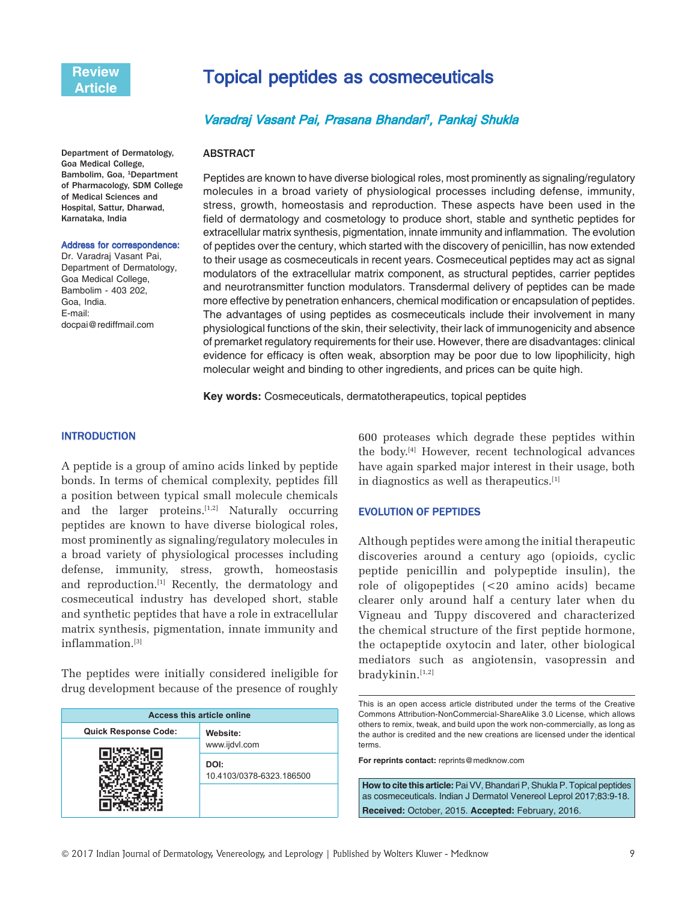Review Article

# Topical peptides as cosmeceuticals

*Varadraj Vasant Pai, Prasana Bhandari[1], Pankaj Shukla*

Department of Dermatology, Goa Medical College, Bambolim, Goa, [1]Department of Pharmacology, SDM College of Medical Sciences and Hospital, Sattur, Dharwad, Karnataka, India

**Address for correspondence:**
Dr. Varadraj Vasant Pai, Department of Dermatology, Goa Medical College, Bambolim - 403 202, Goa, India.
E-mail: docpai@rediffmail.com

## ABSTRACT

Peptides are known to have diverse biological roles, most prominently as signaling/regulatory molecules in a broad variety of physiological processes including defense, immunity, stress, growth, homeostasis and reproduction. These aspects have been used in the field of dermatology and cosmetology to produce short, stable and synthetic peptides for extracellular matrix synthesis, pigmentation, innate immunity and inflammation. The evolution of peptides over the century, which started with the discovery of penicillin, has now extended to their usage as cosmeceuticals in recent years. Cosmeceutical peptides may act as signal modulators of the extracellular matrix component, as structural peptides, carrier peptides and neurotransmitter function modulators. Transdermal delivery of peptides can be made more effective by penetration enhancers, chemical modification or encapsulation of peptides. The advantages of using peptides as cosmeceuticals include their involvement in many physiological functions of the skin, their selectivity, their lack of immunogenicity and absence of premarket regulatory requirements for their use. However, there are disadvantages: clinical evidence for efficacy is often weak, absorption may be poor due to low lipophilicity, high molecular weight and binding to other ingredients, and prices can be quite high.

**Key words:** Cosmeceuticals, dermatotherapeutics, topical peptides

## INTRODUCTION

A peptide is a group of amino acids linked by peptide bonds. In terms of chemical complexity, peptides fill a position between typical small molecule chemicals and the larger proteins.[1,2] Naturally occurring peptides are known to have diverse biological roles, most prominently as signaling/regulatory molecules in a broad variety of physiological processes including defense, immunity, stress, growth, homeostasis and reproduction.[1] Recently, the dermatology and cosmeceutical industry has developed short, stable and synthetic peptides that have a role in extracellular matrix synthesis, pigmentation, innate immunity and inflammation.[3]

The peptides were initially considered ineligible for drug development because of the presence of roughly 600 proteases which degrade these peptides within the body.[4] However, recent technological advances have again sparked major interest in their usage, both in diagnostics as well as therapeutics.[1]

## EVOLUTION OF PEPTIDES

Although peptides were among the initial therapeutic discoveries around a century ago (opioids, cyclic peptide penicillin and polypeptide insulin), the role of oligopeptides (<20 amino acids) became clearer only around half a century later when du Vigneau and Tuppy discovered and characterized the chemical structure of the first peptide hormone, the octapeptide oxytocin and later, other biological mediators such as angiotensin, vasopressin and bradykinin.[1,2]

| Access this article online | |
|---|---|
| Quick Response Code: | Website: www.ijdvl.com |
| | DOI: 10.4103/0378-6323.186500 |

This is an open access article distributed under the terms of the Creative Commons Attribution-NonCommercial-ShareAlike 3.0 License, which allows others to remix, tweak, and build upon the work non-commercially, as long as the author is credited and the new creations are licensed under the identical terms.

**For reprints contact:** reprints@medknow.com

**How to cite this article:** Pai VV, Bhandari P, Shukla P. Topical peptides as cosmeceuticals. Indian J Dermatol Venereol Leprol 2017;83:9-18.
**Received:** October, 2015. **Accepted:** February, 2016.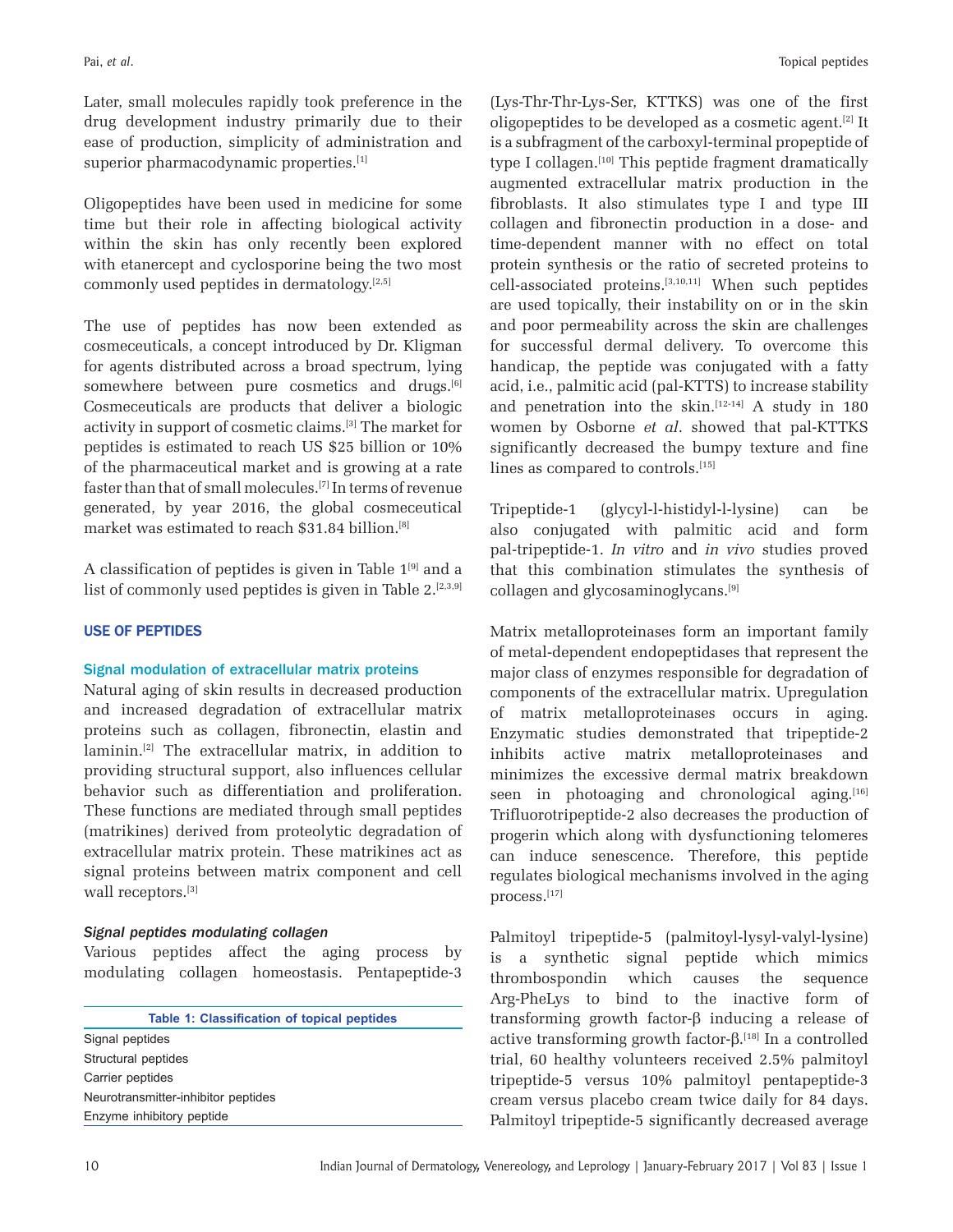Later, small molecules rapidly took preference in the drug development industry primarily due to their ease of production, simplicity of administration and superior pharmacodynamic properties.[1]

Oligopeptides have been used in medicine for some time but their role in affecting biological activity within the skin has only recently been explored with etanercept and cyclosporine being the two most commonly used peptides in dermatology.[2,5]

The use of peptides has now been extended as cosmeceuticals, a concept introduced by Dr. Kligman for agents distributed across a broad spectrum, lying somewhere between pure cosmetics and drugs.[6] Cosmeceuticals are products that deliver a biologic activity in support of cosmetic claims.[3] The market for peptides is estimated to reach US $25 billion or 10% of the pharmaceutical market and is growing at a rate faster than that of small molecules.[7] In terms of revenue generated, by year 2016, the global cosmeceutical market was estimated to reach $31.84 billion.[8]

A classification of peptides is given in Table 1[9] and a list of commonly used peptides is given in Table 2.[2,3,9]

| Table 1: Classification of topical peptides |
|---|
| Signal peptides |
| Structural peptides |
| Carrier peptides |
| Neurotransmitter-inhibitor peptides |
| Enzyme inhibitory peptide |

## USE OF PEPTIDES

### Signal modulation of extracellular matrix proteins

Natural aging of skin results in decreased production and increased degradation of extracellular matrix proteins such as collagen, fibronectin, elastin and laminin.[2] The extracellular matrix, in addition to providing structural support, also influences cellular behavior such as differentiation and proliferation. These functions are mediated through small peptides (matrikines) derived from proteolytic degradation of extracellular matrix protein. These matrikines act as signal proteins between matrix component and cell wall receptors.[3]

#### *Signal peptides modulating collagen*

Various peptides affect the aging process by modulating collagen homeostasis. Pentapeptide-3 (Lys-Thr-Thr-Lys-Ser, KTTKS) was one of the first oligopeptides to be developed as a cosmetic agent.[2] It is a subfragment of the carboxyl-terminal propeptide of type I collagen.[10] This peptide fragment dramatically augmented extracellular matrix production in the fibroblasts. It also stimulates type I and type III collagen and fibronectin production in a dose- and time-dependent manner with no effect on total protein synthesis or the ratio of secreted proteins to cell-associated proteins.[3,10,11] When such peptides are used topically, their instability on or in the skin and poor permeability across the skin are challenges for successful dermal delivery. To overcome this handicap, the peptide was conjugated with a fatty acid, i.e., palmitic acid (pal-KTTS) to increase stability and penetration into the skin.[12-14] A study in 180 women by Osborne *et al*. showed that pal-KTTKS significantly decreased the bumpy texture and fine lines as compared to controls.[15]

Tripeptide-1 (glycyl-l-histidyl-l-lysine) can be also conjugated with palmitic acid and form pal-tripeptide-1. *In vitro* and *in vivo* studies proved that this combination stimulates the synthesis of collagen and glycosaminoglycans.[9]

Matrix metalloproteinases form an important family of metal-dependent endopeptidases that represent the major class of enzymes responsible for degradation of components of the extracellular matrix. Upregulation of matrix metalloproteinases occurs in aging. Enzymatic studies demonstrated that tripeptide-2 inhibits active matrix metalloproteinases and minimizes the excessive dermal matrix breakdown seen in photoaging and chronological aging.[16] Trifluorotripeptide-2 also decreases the production of progerin which along with dysfunctioning telomeres can induce senescence. Therefore, this peptide regulates biological mechanisms involved in the aging process.[17]

Palmitoyl tripeptide-5 (palmitoyl-lysyl-valyl-lysine) is a synthetic signal peptide which mimics thrombospondin which causes the sequence Arg-PheLys to bind to the inactive form of transforming growth factor-β inducing a release of active transforming growth factor-β.[18] In a controlled trial, 60 healthy volunteers received 2.5% palmitoyl tripeptide-5 versus 10% palmitoyl pentapeptide-3 cream versus placebo cream twice daily for 84 days. Palmitoyl tripeptide-5 significantly decreased average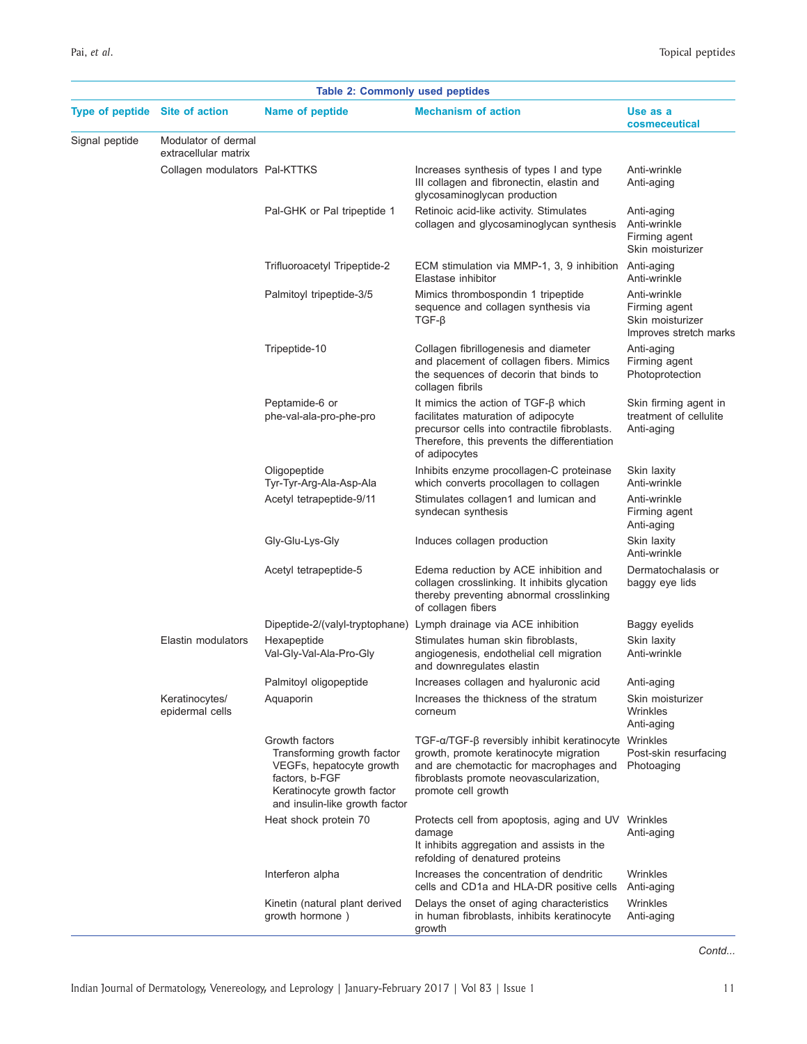**Table 2: Commonly used peptides**

| Type of peptide | Site of action | Name of peptide | Mechanism of action | Use as a cosmeceutical |
|---|---|---|---|---|
| Signal peptide | Modulator of dermal extracellular matrix | | | |
| | Collagen modulators | Pal-KTTKS | Increases synthesis of types I and type III collagen and fibronectin, elastin and glycosaminoglycan production | Anti-wrinkle<br>Anti-aging |
| | | Pal-GHK or Pal tripeptide 1 | Retinoic acid-like activity. Stimulates collagen and glycosaminoglycan synthesis | Anti-aging<br>Anti-wrinkle<br>Firming agent<br>Skin moisturizer |
| | | Trifluoroacetyl Tripeptide-2 | ECM stimulation via MMP-1, 3, 9 inhibition Elastase inhibitor | Anti-aging<br>Anti-wrinkle |
| | | Palmitoyl tripeptide-3/5 | Mimics thrombospondin 1 tripeptide sequence and collagen synthesis via TGF-β | Anti-wrinkle<br>Firming agent<br>Skin moisturizer<br>Improves stretch marks |
| | | Tripeptide-10 | Collagen fibrillogenesis and diameter and placement of collagen fibers. Mimics the sequences of decorin that binds to collagen fibrils | Anti-aging<br>Firming agent<br>Photoprotection |
| | | Peptamide-6 or phe-val-ala-pro-phe-pro | It mimics the action of TGF-β which facilitates maturation of adipocyte precursor cells into contractile fibroblasts. Therefore, this prevents the differentiation of adipocytes | Skin firming agent in treatment of cellulite<br>Anti-aging |
| | | Oligopeptide Tyr-Tyr-Arg-Ala-Asp-Ala | Inhibits enzyme procollagen-C proteinase which converts procollagen to collagen | Skin laxity<br>Anti-wrinkle |
| | | Acetyl tetrapeptide-9/11 | Stimulates collagen1 and lumican and syndecan synthesis | Anti-wrinkle<br>Firming agent<br>Anti-aging |
| | | Gly-Glu-Lys-Gly | Induces collagen production | Skin laxity<br>Anti-wrinkle |
| | | Acetyl tetrapeptide-5 | Edema reduction by ACE inhibition and collagen crosslinking. It inhibits glycation thereby preventing abnormal crosslinking of collagen fibers | Dermatochalasis or baggy eye lids |
| | | Dipeptide-2/(valyl-tryptophane) | Lymph drainage via ACE inhibition | Baggy eyelids |
| | Elastin modulators | Hexapeptide Val-Gly-Val-Ala-Pro-Gly | Stimulates human skin fibroblasts, angiogenesis, endothelial cell migration and downregulates elastin | Skin laxity<br>Anti-wrinkle |
| | | Palmitoyl oligopeptide | Increases collagen and hyaluronic acid | Anti-aging |
| | Keratinocytes/ epidermal cells | Aquaporin | Increases the thickness of the stratum corneum | Skin moisturizer<br>Wrinkles<br>Anti-aging |
| | | Growth factors<br>Transforming growth factor<br>VEGFs, hepatocyte growth factors, b-FGF<br>Keratinocyte growth factor and insulin-like growth factor | TGF-α/TGF-β reversibly inhibit keratinocyte growth, promote keratinocyte migration and are chemotactic for macrophages and fibroblasts promote neovascularization, promote cell growth | Wrinkles<br>Post-skin resurfacing<br>Photoaging |
| | | Heat shock protein 70 | Protects cell from apoptosis, aging and UV damage<br>It inhibits aggregation and assists in the refolding of denatured proteins | Wrinkles<br>Anti-aging |
| | | Interferon alpha | Increases the concentration of dendritic cells and CD1a and HLA-DR positive cells | Wrinkles<br>Anti-aging |
| | | Kinetin (natural plant derived growth hormone ) | Delays the onset of aging characteristics in human fibroblasts, inhibits keratinocyte growth | Wrinkles<br>Anti-aging |

*Contd...*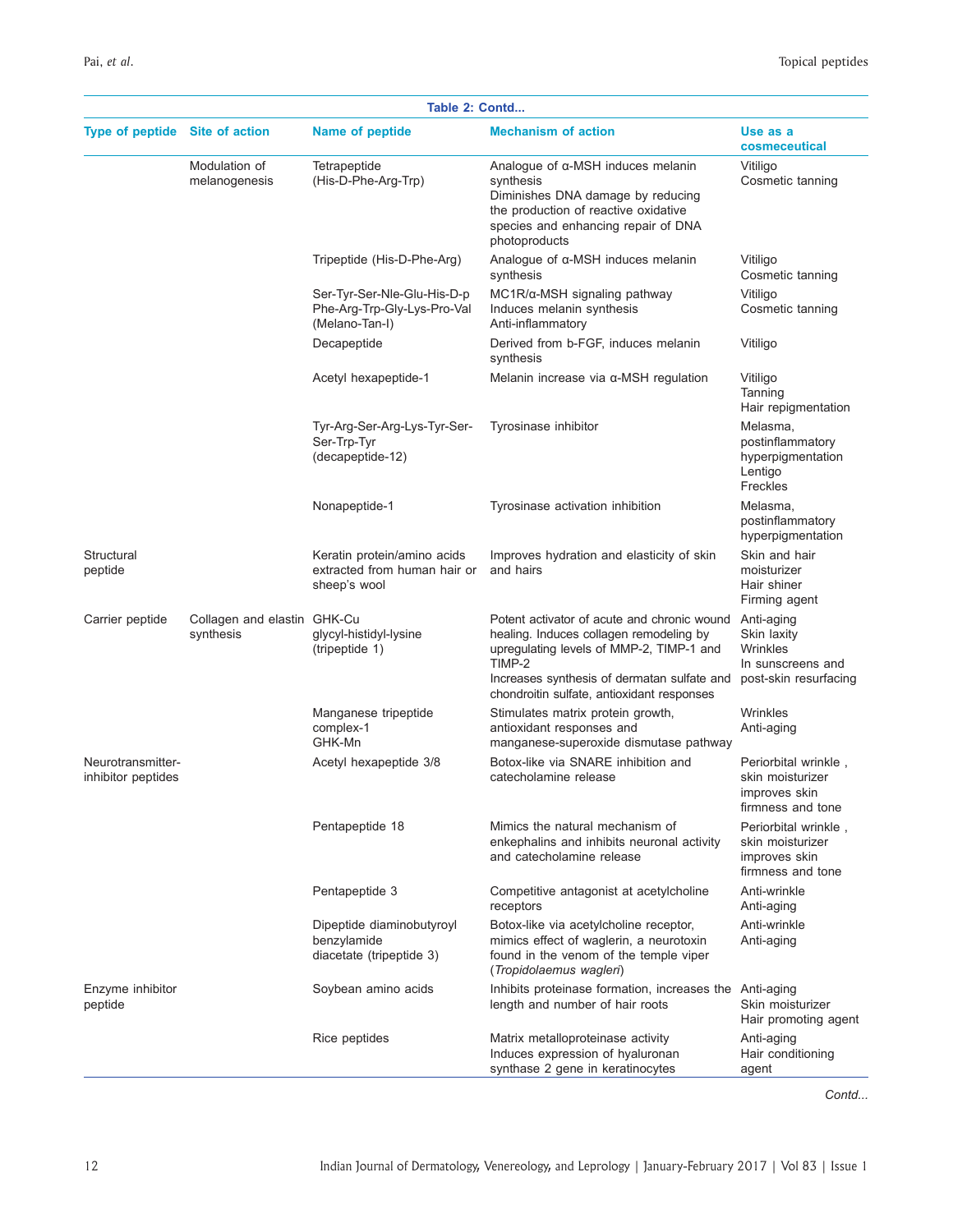**Table 2: Contd...**

| Type of peptide | Site of action | Name of peptide | Mechanism of action | Use as a cosmeceutical |
|---|---|---|---|---|
| | Modulation of melanogenesis | Tetrapeptide (His-D-Phe-Arg-Trp) | Analogue of α-MSH induces melanin synthesis<br>Diminishes DNA damage by reducing the production of reactive oxidative species and enhancing repair of DNA photoproducts | Vitiligo<br>Cosmetic tanning |
| | | Tripeptide (His-D-Phe-Arg) | Analogue of α-MSH induces melanin synthesis | Vitiligo<br>Cosmetic tanning |
| | | Ser-Tyr-Ser-Nle-Glu-His-D-p Phe-Arg-Trp-Gly-Lys-Pro-Val (Melano-Tan-I) | MC1R/α-MSH signaling pathway<br>Induces melanin synthesis<br>Anti-inflammatory | Vitiligo<br>Cosmetic tanning |
| | | Decapeptide | Derived from b-FGF, induces melanin synthesis | Vitiligo |
| | | Acetyl hexapeptide-1 | Melanin increase via α-MSH regulation | Vitiligo<br>Tanning<br>Hair repigmentation |
| | | Tyr-Arg-Ser-Arg-Lys-Tyr-Ser-Ser-Trp-Tyr (decapeptide-12) | Tyrosinase inhibitor | Melasma, postinflammatory hyperpigmentation<br>Lentigo<br>Freckles |
| | | Nonapeptide-1 | Tyrosinase activation inhibition | Melasma, postinflammatory hyperpigmentation |
| Structural peptide | | Keratin protein/amino acids extracted from human hair or sheep's wool | Improves hydration and elasticity of skin and hairs | Skin and hair moisturizer<br>Hair shiner<br>Firming agent |
| Carrier peptide | Collagen and elastin synthesis | GHK-Cu glycyl-histidyl-lysine (tripeptide 1) | Potent activator of acute and chronic wound healing. Induces collagen remodeling by upregulating levels of MMP-2, TIMP-1 and TIMP-2<br>Increases synthesis of dermatan sulfate and chondroitin sulfate, antioxidant responses | Anti-aging<br>Skin laxity<br>Wrinkles<br>In sunscreens and post-skin resurfacing |
| | | Manganese tripeptide complex-1 GHK-Mn | Stimulates matrix protein growth, antioxidant responses and manganese-superoxide dismutase pathway | Wrinkles<br>Anti-aging |
| Neurotransmitter-inhibitor peptides | | Acetyl hexapeptide 3/8 | Botox-like via SNARE inhibition and catecholamine release | Periorbital wrinkle , skin moisturizer improves skin firmness and tone |
| | | Pentapeptide 18 | Mimics the natural mechanism of enkephalins and inhibits neuronal activity and catecholamine release | Periorbital wrinkle , skin moisturizer improves skin firmness and tone |
| | | Pentapeptide 3 | Competitive antagonist at acetylcholine receptors | Anti-wrinkle<br>Anti-aging |
| | | Dipeptide diaminobutyroyl benzylamide diacetate (tripeptide 3) | Botox-like via acetylcholine receptor, mimics effect of waglerin, a neurotoxin found in the venom of the temple viper (*Tropidolaemus wagleri*) | Anti-wrinkle<br>Anti-aging |
| Enzyme inhibitor peptide | | Soybean amino acids | Inhibits proteinase formation, increases the length and number of hair roots | Anti-aging<br>Skin moisturizer<br>Hair promoting agent |
| | | Rice peptides | Matrix metalloproteinase activity<br>Induces expression of hyaluronan synthase 2 gene in keratinocytes | Anti-aging<br>Hair conditioning agent |

*Contd...*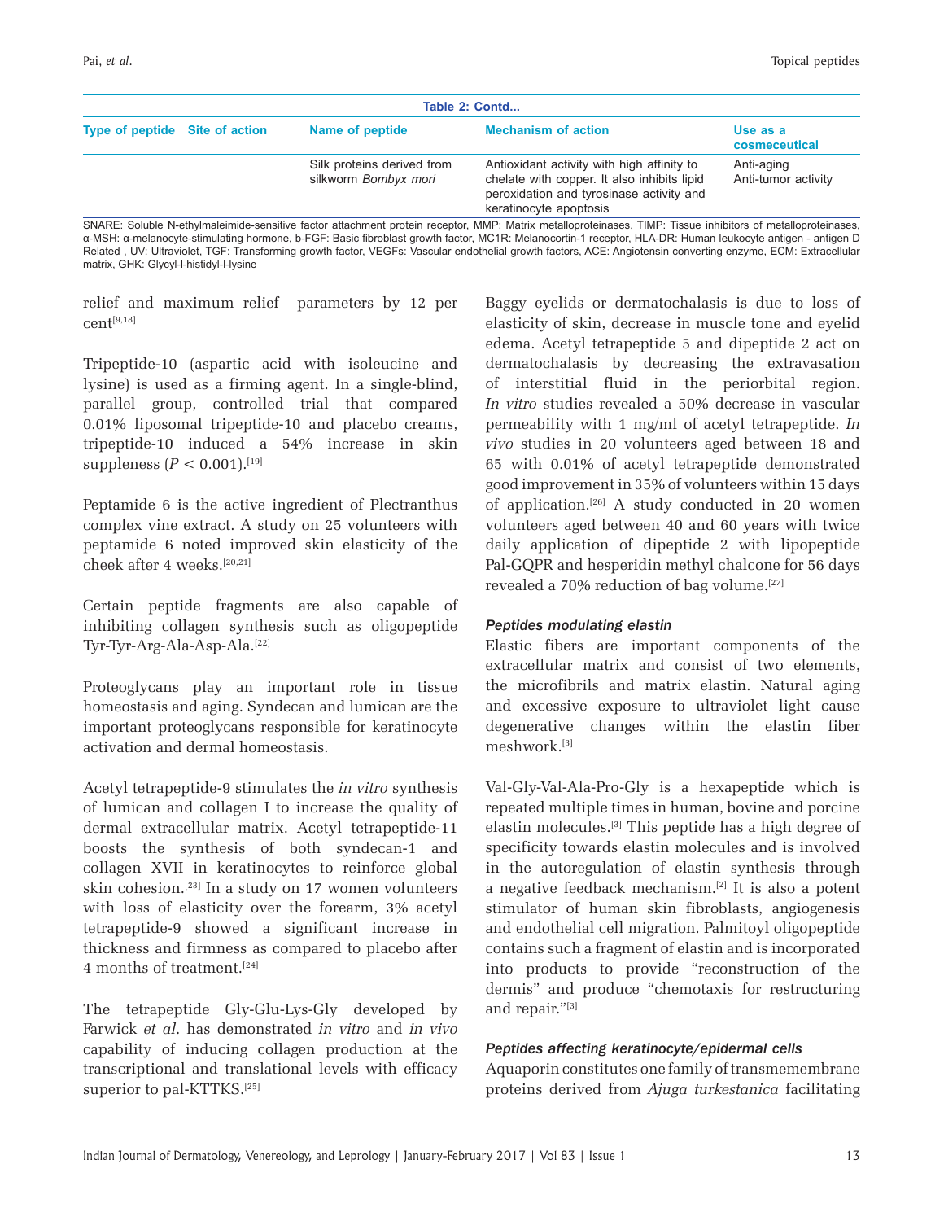**Table 2: Contd...**

| Type of peptide | Site of action | Name of peptide | Mechanism of action | Use as a cosmeceutical |
|---|---|---|---|---|
| | | Silk proteins derived from silkworm *Bombyx mori* | Antioxidant activity with high affinity to chelate with copper. It also inhibits lipid peroxidation and tyrosinase activity and keratinocyte apoptosis | Anti-aging<br>Anti-tumor activity |

SNARE: Soluble N-ethylmaleimide-sensitive factor attachment protein receptor, MMP: Matrix metalloproteinases, TIMP: Tissue inhibitors of metalloproteinases, α-MSH: α-melanocyte-stimulating hormone, b-FGF: Basic fibroblast growth factor, MC1R: Melanocortin-1 receptor, HLA-DR: Human leukocyte antigen - antigen D Related , UV: Ultraviolet, TGF: Transforming growth factor, VEGFs: Vascular endothelial growth factors, ACE: Angiotensin converting enzyme, ECM: Extracellular matrix, GHK: Glycyl-l-histidyl-l-lysine

relief and maximum relief parameters by 12 per cent[9,18]

Tripeptide-10 (aspartic acid with isoleucine and lysine) is used as a firming agent. In a single-blind, parallel group, controlled trial that compared 0.01% liposomal tripeptide-10 and placebo creams, tripeptide-10 induced a 54% increase in skin suppleness ($P < 0.001$).[19]

Peptamide 6 is the active ingredient of Plectranthus complex vine extract. A study on 25 volunteers with peptamide 6 noted improved skin elasticity of the cheek after 4 weeks.[20,21]

Certain peptide fragments are also capable of inhibiting collagen synthesis such as oligopeptide Tyr-Tyr-Arg-Ala-Asp-Ala.[22]

Proteoglycans play an important role in tissue homeostasis and aging. Syndecan and lumican are the important proteoglycans responsible for keratinocyte activation and dermal homeostasis.

Acetyl tetrapeptide-9 stimulates the *in vitro* synthesis of lumican and collagen I to increase the quality of dermal extracellular matrix. Acetyl tetrapeptide-11 boosts the synthesis of both syndecan-1 and collagen XVII in keratinocytes to reinforce global skin cohesion.[23] In a study on 17 women volunteers with loss of elasticity over the forearm, 3% acetyl tetrapeptide-9 showed a significant increase in thickness and firmness as compared to placebo after 4 months of treatment.[24]

The tetrapeptide Gly-Glu-Lys-Gly developed by Farwick *et al*. has demonstrated *in vitro* and *in vivo* capability of inducing collagen production at the transcriptional and translational levels with efficacy superior to pal-KTTKS.[25]

Baggy eyelids or dermatochalasis is due to loss of elasticity of skin, decrease in muscle tone and eyelid edema. Acetyl tetrapeptide 5 and dipeptide 2 act on dermatochalasis by decreasing the extravasation of interstitial fluid in the periorbital region. *In vitro* studies revealed a 50% decrease in vascular permeability with 1 mg/ml of acetyl tetrapeptide. *In vivo* studies in 20 volunteers aged between 18 and 65 with 0.01% of acetyl tetrapeptide demonstrated good improvement in 35% of volunteers within 15 days of application.[26] A study conducted in 20 women volunteers aged between 40 and 60 years with twice daily application of dipeptide 2 with lipopeptide Pal-GQPR and hesperidin methyl chalcone for 56 days revealed a 70% reduction of bag volume.[27]

### *Peptides modulating elastin*

Elastic fibers are important components of the extracellular matrix and consist of two elements, the microfibrils and matrix elastin. Natural aging and excessive exposure to ultraviolet light cause degenerative changes within the elastin fiber meshwork.[3]

Val-Gly-Val-Ala-Pro-Gly is a hexapeptide which is repeated multiple times in human, bovine and porcine elastin molecules.[3] This peptide has a high degree of specificity towards elastin molecules and is involved in the autoregulation of elastin synthesis through a negative feedback mechanism.[2] It is also a potent stimulator of human skin fibroblasts, angiogenesis and endothelial cell migration. Palmitoyl oligopeptide contains such a fragment of elastin and is incorporated into products to provide "reconstruction of the dermis" and produce "chemotaxis for restructuring and repair."[3]

### *Peptides affecting keratinocyte/epidermal cells*

Aquaporin constitutes one family of transmembrane proteins derived from *Ajuga turkestanica* facilitating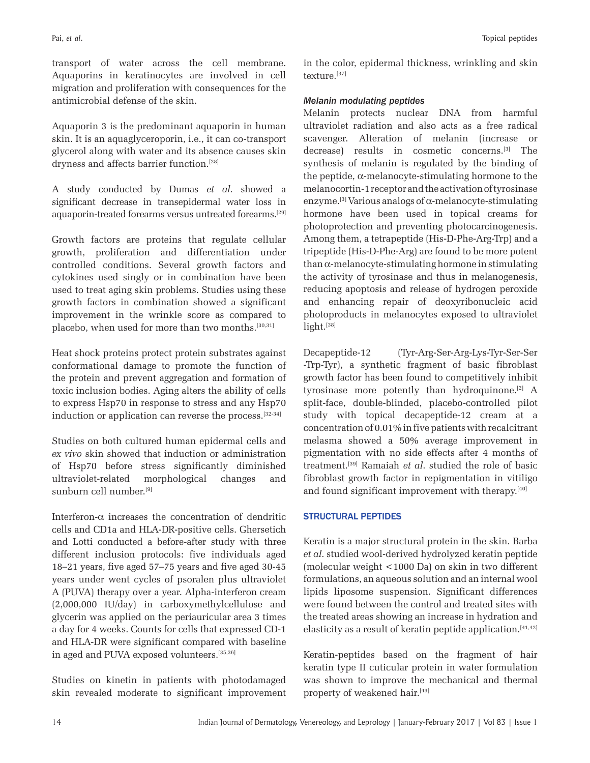transport of water across the cell membrane. Aquaporins in keratinocytes are involved in cell migration and proliferation with consequences for the antimicrobial defense of the skin.

Aquaporin 3 is the predominant aquaporin in human skin. It is an aquaglyceroporin, i.e., it can co-transport glycerol along with water and its absence causes skin dryness and affects barrier function.[28]

A study conducted by Dumas *et al.* showed a significant decrease in transepidermal water loss in aquaporin-treated forearms versus untreated forearms.[29]

Growth factors are proteins that regulate cellular growth, proliferation and differentiation under controlled conditions. Several growth factors and cytokines used singly or in combination have been used to treat aging skin problems. Studies using these growth factors in combination showed a significant improvement in the wrinkle score as compared to placebo, when used for more than two months.[30,31]

Heat shock proteins protect protein substrates against conformational damage to promote the function of the protein and prevent aggregation and formation of toxic inclusion bodies. Aging alters the ability of cells to express Hsp70 in response to stress and any Hsp70 induction or application can reverse the process.[32-34]

Studies on both cultured human epidermal cells and *ex vivo* skin showed that induction or administration of Hsp70 before stress significantly diminished ultraviolet-related morphological changes and sunburn cell number.[9]

Interferon-α increases the concentration of dendritic cells and CD1a and HLA-DR-positive cells. Ghersetich and Lotti conducted a before-after study with three different inclusion protocols: five individuals aged 18–21 years, five aged 57–75 years and five aged 30-45 years under went cycles of psoralen plus ultraviolet A (PUVA) therapy over a year. Alpha-interferon cream (2,000,000 IU/day) in carboxymethylcellulose and glycerin was applied on the periauricular area 3 times a day for 4 weeks. Counts for cells that expressed CD-1 and HLA-DR were significant compared with baseline in aged and PUVA exposed volunteers.[35,36]

Studies on kinetin in patients with photodamaged skin revealed moderate to significant improvement in the color, epidermal thickness, wrinkling and skin texture.[37]

### *Melanin modulating peptides*

Melanin protects nuclear DNA from harmful ultraviolet radiation and also acts as a free radical scavenger. Alteration of melanin (increase or decrease) results in cosmetic concerns.[3] The synthesis of melanin is regulated by the binding of the peptide, α-melanocyte-stimulating hormone to the melanocortin-1 receptor and the activation of tyrosinase enzyme.[3] Various analogs of α-melanocyte-stimulating hormone have been used in topical creams for photoprotection and preventing photocarcinogenesis. Among them, a tetrapeptide (His-D-Phe-Arg-Trp) and a tripeptide (His-D-Phe-Arg) are found to be more potent than α-melanocyte-stimulating hormone in stimulating the activity of tyrosinase and thus in melanogenesis, reducing apoptosis and release of hydrogen peroxide and enhancing repair of deoxyribonucleic acid photoproducts in melanocytes exposed to ultraviolet light.[38]

Decapeptide-12 (Tyr-Arg-Ser-Arg-Lys-Tyr-Ser-Ser-Trp-Tyr), a synthetic fragment of basic fibroblast growth factor has been found to competitively inhibit tyrosinase more potently than hydroquinone.[2] A split-face, double-blinded, placebo-controlled pilot study with topical decapeptide-12 cream at a concentration of 0.01% in five patients with recalcitrant melasma showed a 50% average improvement in pigmentation with no side effects after 4 months of treatment.[39] Ramaiah *et al.* studied the role of basic fibroblast growth factor in repigmentation in vitiligo and found significant improvement with therapy.[40]

## STRUCTURAL PEPTIDES

Keratin is a major structural protein in the skin. Barba *et al.* studied wool-derived hydrolyzed keratin peptide (molecular weight <1000 Da) on skin in two different formulations, an aqueous solution and an internal wool lipids liposome suspension. Significant differences were found between the control and treated sites with the treated areas showing an increase in hydration and elasticity as a result of keratin peptide application.[41,42]

Keratin-peptides based on the fragment of hair keratin type II cuticular protein in water formulation was shown to improve the mechanical and thermal property of weakened hair.[43]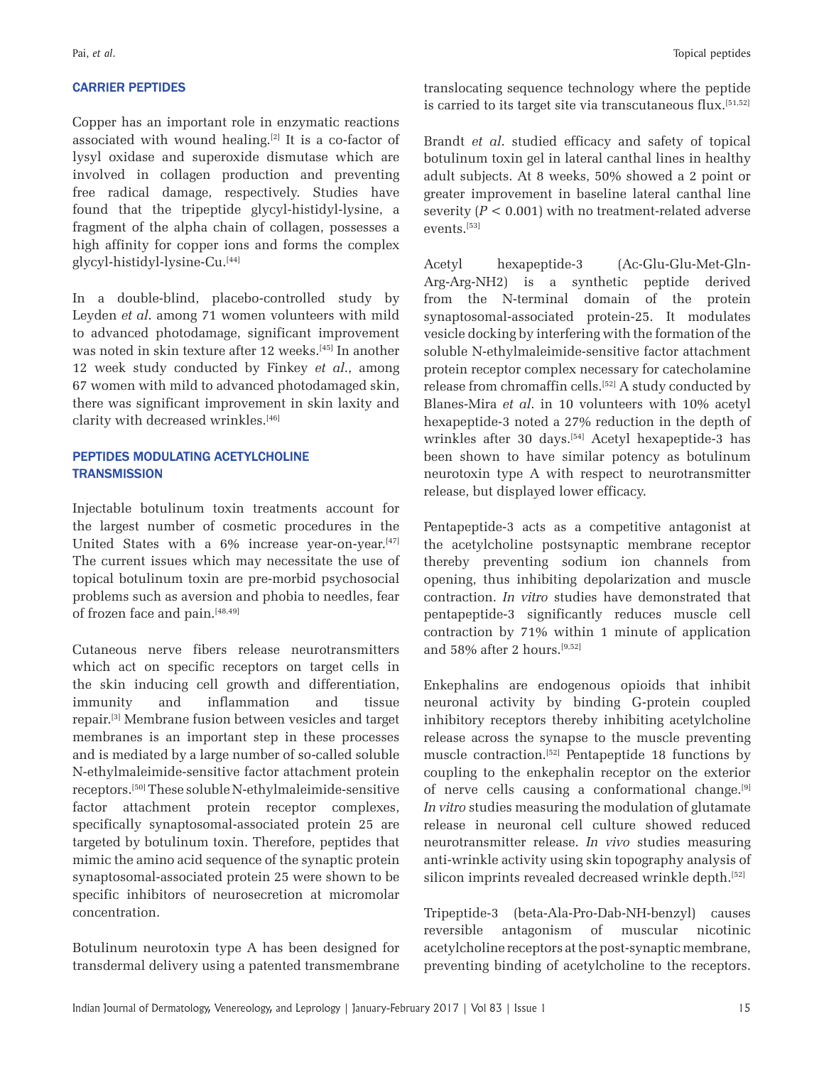## CARRIER PEPTIDES

Copper has an important role in enzymatic reactions associated with wound healing.[2] It is a co-factor of lysyl oxidase and superoxide dismutase which are involved in collagen production and preventing free radical damage, respectively. Studies have found that the tripeptide glycyl-histidyl-lysine, a fragment of the alpha chain of collagen, possesses a high affinity for copper ions and forms the complex glycyl-histidyl-lysine-Cu.[44]

In a double-blind, placebo-controlled study by Leyden *et al*. among 71 women volunteers with mild to advanced photodamage, significant improvement was noted in skin texture after 12 weeks.[45] In another 12 week study conducted by Finkey *et al*., among 67 women with mild to advanced photodamaged skin, there was significant improvement in skin laxity and clarity with decreased wrinkles.[46]

## PEPTIDES MODULATING ACETYLCHOLINE TRANSMISSION

Injectable botulinum toxin treatments account for the largest number of cosmetic procedures in the United States with a 6% increase year-on-year.[47] The current issues which may necessitate the use of topical botulinum toxin are pre-morbid psychosocial problems such as aversion and phobia to needles, fear of frozen face and pain.[48,49]

Cutaneous nerve fibers release neurotransmitters which act on specific receptors on target cells in the skin inducing cell growth and differentiation, immunity and inflammation and tissue repair.[3] Membrane fusion between vesicles and target membranes is an important step in these processes and is mediated by a large number of so-called soluble N-ethylmaleimide-sensitive factor attachment protein receptors.[50] These soluble N-ethylmaleimide-sensitive factor attachment protein receptor complexes, specifically synaptosomal-associated protein 25 are targeted by botulinum toxin. Therefore, peptides that mimic the amino acid sequence of the synaptic protein synaptosomal-associated protein 25 were shown to be specific inhibitors of neurosecretion at micromolar concentration.

Botulinum neurotoxin type A has been designed for transdermal delivery using a patented transmembrane translocating sequence technology where the peptide is carried to its target site via transcutaneous flux.[51,52]

Brandt *et al*. studied efficacy and safety of topical botulinum toxin gel in lateral canthal lines in healthy adult subjects. At 8 weeks, 50% showed a 2 point or greater improvement in baseline lateral canthal line severity ($P < 0.001$) with no treatment-related adverse events.[53]

Acetyl hexapeptide-3 (Ac-Glu-Glu-Met-Gln-Arg-Arg-NH2) is a synthetic peptide derived from the N-terminal domain of the protein synaptosomal-associated protein-25. It modulates vesicle docking by interfering with the formation of the soluble N-ethylmaleimide-sensitive factor attachment protein receptor complex necessary for catecholamine release from chromaffin cells.[52] A study conducted by Blanes-Mira *et al*. in 10 volunteers with 10% acetyl hexapeptide-3 noted a 27% reduction in the depth of wrinkles after 30 days.[54] Acetyl hexapeptide-3 has been shown to have similar potency as botulinum neurotoxin type A with respect to neurotransmitter release, but displayed lower efficacy.

Pentapeptide-3 acts as a competitive antagonist at the acetylcholine postsynaptic membrane receptor thereby preventing sodium ion channels from opening, thus inhibiting depolarization and muscle contraction. *In vitro* studies have demonstrated that pentapeptide-3 significantly reduces muscle cell contraction by 71% within 1 minute of application and 58% after 2 hours.[9,52]

Enkephalins are endogenous opioids that inhibit neuronal activity by binding G-protein coupled inhibitory receptors thereby inhibiting acetylcholine release across the synapse to the muscle preventing muscle contraction.[52] Pentapeptide 18 functions by coupling to the enkephalin receptor on the exterior of nerve cells causing a conformational change.[9] *In vitro* studies measuring the modulation of glutamate release in neuronal cell culture showed reduced neurotransmitter release. *In vivo* studies measuring anti-wrinkle activity using skin topography analysis of silicon imprints revealed decreased wrinkle depth.[52]

Tripeptide-3 (beta-Ala-Pro-Dab-NH-benzyl) causes reversible antagonism of muscular nicotinic acetylcholine receptors at the post-synaptic membrane, preventing binding of acetylcholine to the receptors.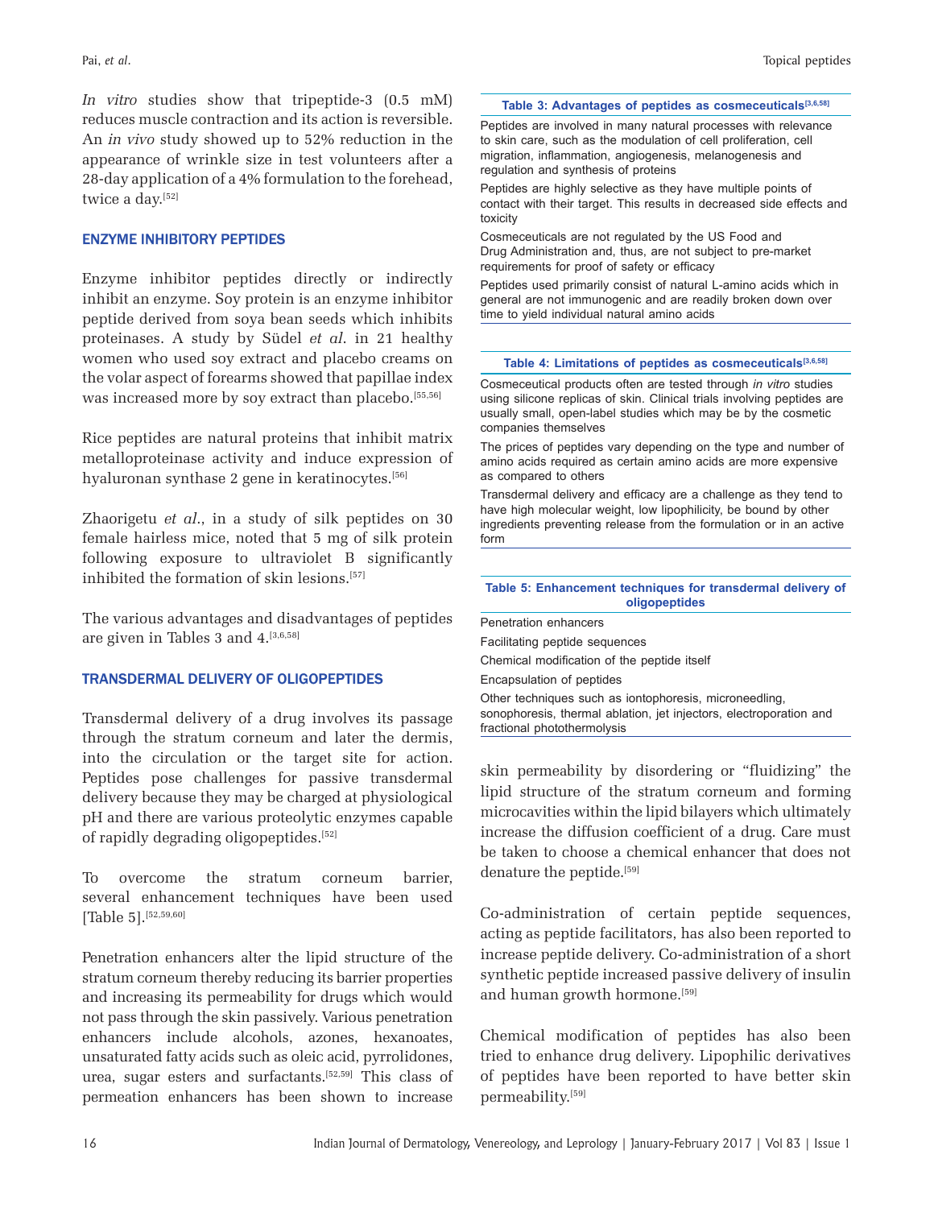*In vitro* studies show that tripeptide-3 (0.5 mM) reduces muscle contraction and its action is reversible. An *in vivo* study showed up to 52% reduction in the appearance of wrinkle size in test volunteers after a 28-day application of a 4% formulation to the forehead, twice a day.[52]

## ENZYME INHIBITORY PEPTIDES

Enzyme inhibitor peptides directly or indirectly inhibit an enzyme. Soy protein is an enzyme inhibitor peptide derived from soya bean seeds which inhibits proteinases. A study by Südel *et al*. in 21 healthy women who used soy extract and placebo creams on the volar aspect of forearms showed that papillae index was increased more by soy extract than placebo.[55,56]

Rice peptides are natural proteins that inhibit matrix metalloproteinase activity and induce expression of hyaluronan synthase 2 gene in keratinocytes.[56]

Zhaorigetu *et al*., in a study of silk peptides on 30 female hairless mice, noted that 5 mg of silk protein following exposure to ultraviolet B significantly inhibited the formation of skin lesions.[57]

The various advantages and disadvantages of peptides are given in Tables 3 and 4.[3,6,58]

**Table 3: Advantages of peptides as cosmeceuticals[3,6,58]**

| Advantages |
|---|
| Peptides are involved in many natural processes with relevance to skin care, such as the modulation of cell proliferation, cell migration, inflammation, angiogenesis, melanogenesis and regulation and synthesis of proteins |
| Peptides are highly selective as they have multiple points of contact with their target. This results in decreased side effects and toxicity |
| Cosmeceuticals are not regulated by the US Food and Drug Administration and, thus, are not subject to pre-market requirements for proof of safety or efficacy |
| Peptides used primarily consist of natural L-amino acids which in general are not immunogenic and are readily broken down over time to yield individual natural amino acids |

**Table 4: Limitations of peptides as cosmeceuticals[3,6,58]**

| Limitations |
|---|
| Cosmeceutical products often are tested through *in vitro* studies using silicone replicas of skin. Clinical trials involving peptides are usually small, open-label studies which may be by the cosmetic companies themselves |
| The prices of peptides vary depending on the type and number of amino acids required as certain amino acids are more expensive as compared to others |
| Transdermal delivery and efficacy are a challenge as they tend to have high molecular weight, low lipophilicity, be bound by other ingredients preventing release from the formulation or in an active form |

## TRANSDERMAL DELIVERY OF OLIGOPEPTIDES

Transdermal delivery of a drug involves its passage through the stratum corneum and later the dermis, into the circulation or the target site for action. Peptides pose challenges for passive transdermal delivery because they may be charged at physiological pH and there are various proteolytic enzymes capable of rapidly degrading oligopeptides.[52]

To overcome the stratum corneum barrier, several enhancement techniques have been used [Table 5].[52,59,60]

**Table 5: Enhancement techniques for transdermal delivery of oligopeptides**

| Techniques |
|---|
| Penetration enhancers |
| Facilitating peptide sequences |
| Chemical modification of the peptide itself |
| Encapsulation of peptides |
| Other techniques such as iontophoresis, microneedling, sonophoresis, thermal ablation, jet injectors, electroporation and fractional photothermolysis |

Penetration enhancers alter the lipid structure of the stratum corneum thereby reducing its barrier properties and increasing its permeability for drugs which would not pass through the skin passively. Various penetration enhancers include alcohols, azones, hexanoates, unsaturated fatty acids such as oleic acid, pyrrolidones, urea, sugar esters and surfactants.[52,59] This class of permeation enhancers has been shown to increase skin permeability by disordering or "fluidizing" the lipid structure of the stratum corneum and forming microcavities within the lipid bilayers which ultimately increase the diffusion coefficient of a drug. Care must be taken to choose a chemical enhancer that does not denature the peptide.[59]

Co-administration of certain peptide sequences, acting as peptide facilitators, has also been reported to increase peptide delivery. Co-administration of a short synthetic peptide increased passive delivery of insulin and human growth hormone.[59]

Chemical modification of peptides has also been tried to enhance drug delivery. Lipophilic derivatives of peptides have been reported to have better skin permeability.[59]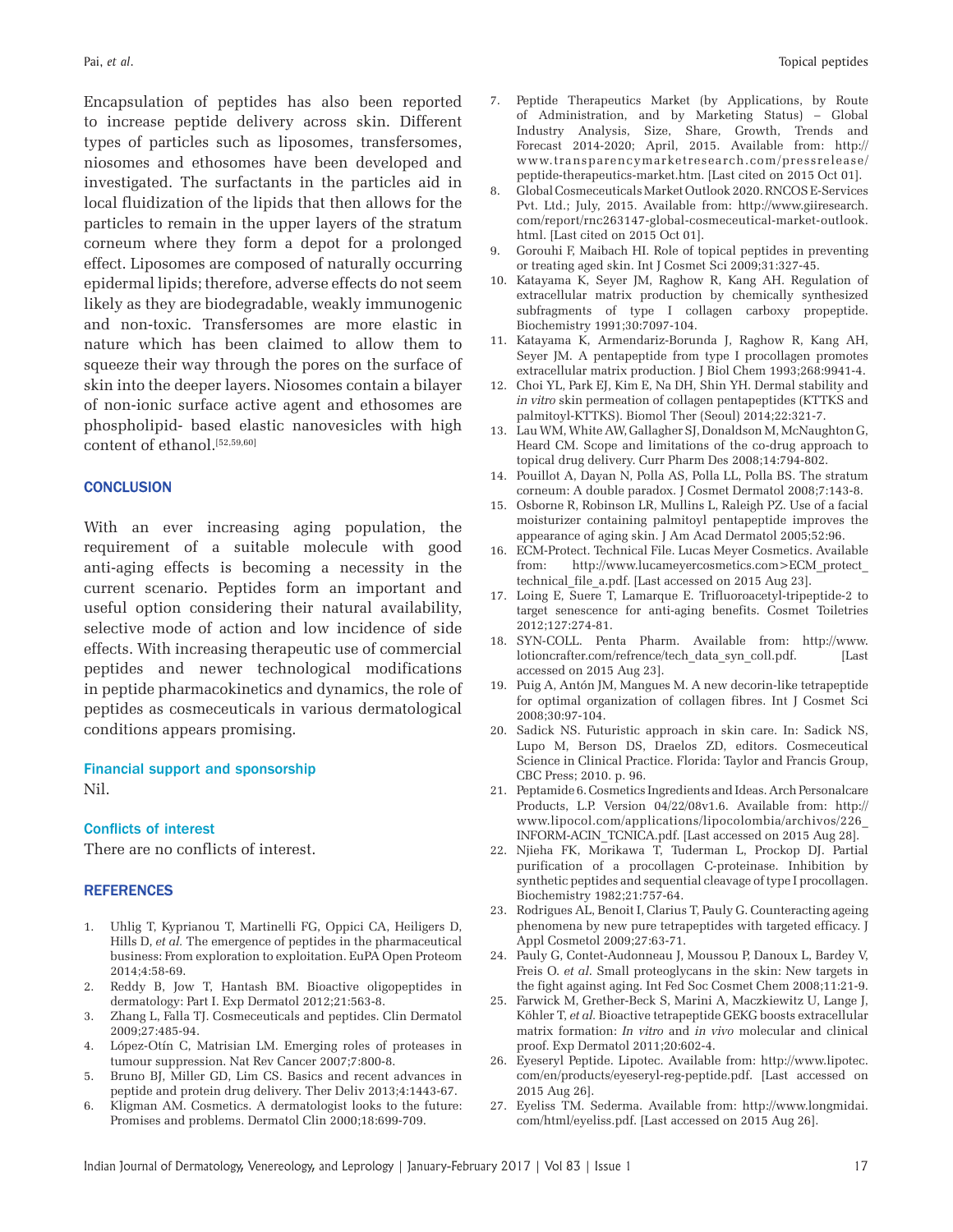Encapsulation of peptides has also been reported to increase peptide delivery across skin. Different types of particles such as liposomes, transfersomes, niosomes and ethosomes have been developed and investigated. The surfactants in the particles aid in local fluidization of the lipids that then allows for the particles to remain in the upper layers of the stratum corneum where they form a depot for a prolonged effect. Liposomes are composed of naturally occurring epidermal lipids; therefore, adverse effects do not seem likely as they are biodegradable, weakly immunogenic and non-toxic. Transfersomes are more elastic in nature which has been claimed to allow them to squeeze their way through the pores on the surface of skin into the deeper layers. Niosomes contain a bilayer of non-ionic surface active agent and ethosomes are phospholipid- based elastic nanovesicles with high content of ethanol.[52,59,60]

## CONCLUSION

With an ever increasing aging population, the requirement of a suitable molecule with good anti-aging effects is becoming a necessity in the current scenario. Peptides form an important and useful option considering their natural availability, selective mode of action and low incidence of side effects. With increasing therapeutic use of commercial peptides and newer technological modifications in peptide pharmacokinetics and dynamics, the role of peptides as cosmeceuticals in various dermatological conditions appears promising.

### Financial support and sponsorship

Nil.

### Conflicts of interest

There are no conflicts of interest.

## REFERENCES

1. Uhlig T, Kyprianou T, Martinelli FG, Oppici CA, Heiligers D, Hills D, *et al.* The emergence of peptides in the pharmaceutical business: From exploration to exploitation. EuPA Open Proteom 2014;4:58-69.
2. Reddy B, Jow T, Hantash BM. Bioactive oligopeptides in dermatology: Part I. Exp Dermatol 2012;21:563-8.
3. Zhang L, Falla TJ. Cosmeceuticals and peptides. Clin Dermatol 2009;27:485-94.
4. López-Otín C, Matrisian LM. Emerging roles of proteases in tumour suppression. Nat Rev Cancer 2007;7:800-8.
5. Bruno BJ, Miller GD, Lim CS. Basics and recent advances in peptide and protein drug delivery. Ther Deliv 2013;4:1443-67.
6. Kligman AM. Cosmetics. A dermatologist looks to the future: Promises and problems. Dermatol Clin 2000;18:699-709.
7. Peptide Therapeutics Market (by Applications, by Route of Administration, and by Marketing Status) – Global Industry Analysis, Size, Share, Growth, Trends and Forecast 2014-2020; April, 2015. Available from: http://www.transparencymarketresearch.com/pressrelease/peptide-therapeutics-market.htm. [Last cited on 2015 Oct 01].
8. Global Cosmeceuticals Market Outlook 2020. RNCOS E-Services Pvt. Ltd.; July, 2015. Available from: http://www.giiresearch.com/report/rnc263147-global-cosmeceutical-market-outlook.html. [Last cited on 2015 Oct 01].
9. Gorouhi F, Maibach HI. Role of topical peptides in preventing or treating aged skin. Int J Cosmet Sci 2009;31:327-45.
10. Katayama K, Seyer JM, Raghow R, Kang AH. Regulation of extracellular matrix production by chemically synthesized subfragments of type I collagen carboxy propeptide. Biochemistry 1991;30:7097-104.
11. Katayama K, Armendariz-Borunda J, Raghow R, Kang AH, Seyer JM. A pentapeptide from type I procollagen promotes extracellular matrix production. J Biol Chem 1993;268:9941-4.
12. Choi YL, Park EJ, Kim E, Na DH, Shin YH. Dermal stability and *in vitro* skin permeation of collagen pentapeptides (KTTKS and palmitoyl-KTTKS). Biomol Ther (Seoul) 2014;22:321-7.
13. Lau WM, White AW, Gallagher SJ, Donaldson M, McNaughton G, Heard CM. Scope and limitations of the co-drug approach to topical drug delivery. Curr Pharm Des 2008;14:794-802.
14. Pouillot A, Dayan N, Polla AS, Polla LL, Polla BS. The stratum corneum: A double paradox. J Cosmet Dermatol 2008;7:143-8.
15. Osborne R, Robinson LR, Mullins L, Raleigh PZ. Use of a facial moisturizer containing palmitoyl pentapeptide improves the appearance of aging skin. J Am Acad Dermatol 2005;52:96.
16. ECM-Protect. Technical File. Lucas Meyer Cosmetics. Available from: http://www.lucameyercosmetics.com>ECM_protect_technical_file_a.pdf. [Last accessed on 2015 Aug 23].
17. Loing E, Suere T, Lamarque E. Trifluoroacetyl-tripeptide-2 to target senescence for anti-aging benefits. Cosmet Toiletries 2012;127:274-81.
18. SYN-COLL. Penta Pharm. Available from: http://www.lotioncrafter.com/refrence/tech_data_syn_coll.pdf. [Last accessed on 2015 Aug 23].
19. Puig A, Antón JM, Mangues M. A new decorin-like tetrapeptide for optimal organization of collagen fibres. Int J Cosmet Sci 2008;30:97-104.
20. Sadick NS. Futuristic approach in skin care. In: Sadick NS, Lupo M, Berson DS, Draelos ZD, editors. Cosmeceutical Science in Clinical Practice. Florida: Taylor and Francis Group, CBC Press; 2010. p. 96.
21. Peptamide 6. Cosmetics Ingredients and Ideas. Arch Personalcare Products, L.P. Version 04/22/08v1.6. Available from: http://www.lipocol.com/applications/lipocolombia/archivos/226_INFORM-ACIN_TCNICA.pdf. [Last accessed on 2015 Aug 28].
22. Njieha FK, Morikawa T, Tuderman L, Prockop DJ. Partial purification of a procollagen C-proteinase. Inhibition by synthetic peptides and sequential cleavage of type I procollagen. Biochemistry 1982;21:757-64.
23. Rodrigues AL, Benoit I, Clarius T, Pauly G. Counteracting ageing phenomena by new pure tetrapeptides with targeted efficacy. J Appl Cosmetol 2009;27:63-71.
24. Pauly G, Contet-Audonneau J, Moussou P, Danoux L, Bardey V, Freis O. *et al.* Small proteoglycans in the skin: New targets in the fight against aging. Int Fed Soc Cosmet Chem 2008;11:21-9.
25. Farwick M, Grether-Beck S, Marini A, Maczkiewitz U, Lange J, Köhler T, *et al.* Bioactive tetrapeptide GEKG boosts extracellular matrix formation: *In vitro* and *in vivo* molecular and clinical proof. Exp Dermatol 2011;20:602-4.
26. Eyeseryl Peptide. Lipotec. Available from: http://www.lipotec.com/en/products/eyeseryl-reg-peptide.pdf. [Last accessed on 2015 Aug 26].
27. Eyeliss TM. Sederma. Available from: http://www.longmidai.com/html/eyeliss.pdf. [Last accessed on 2015 Aug 26].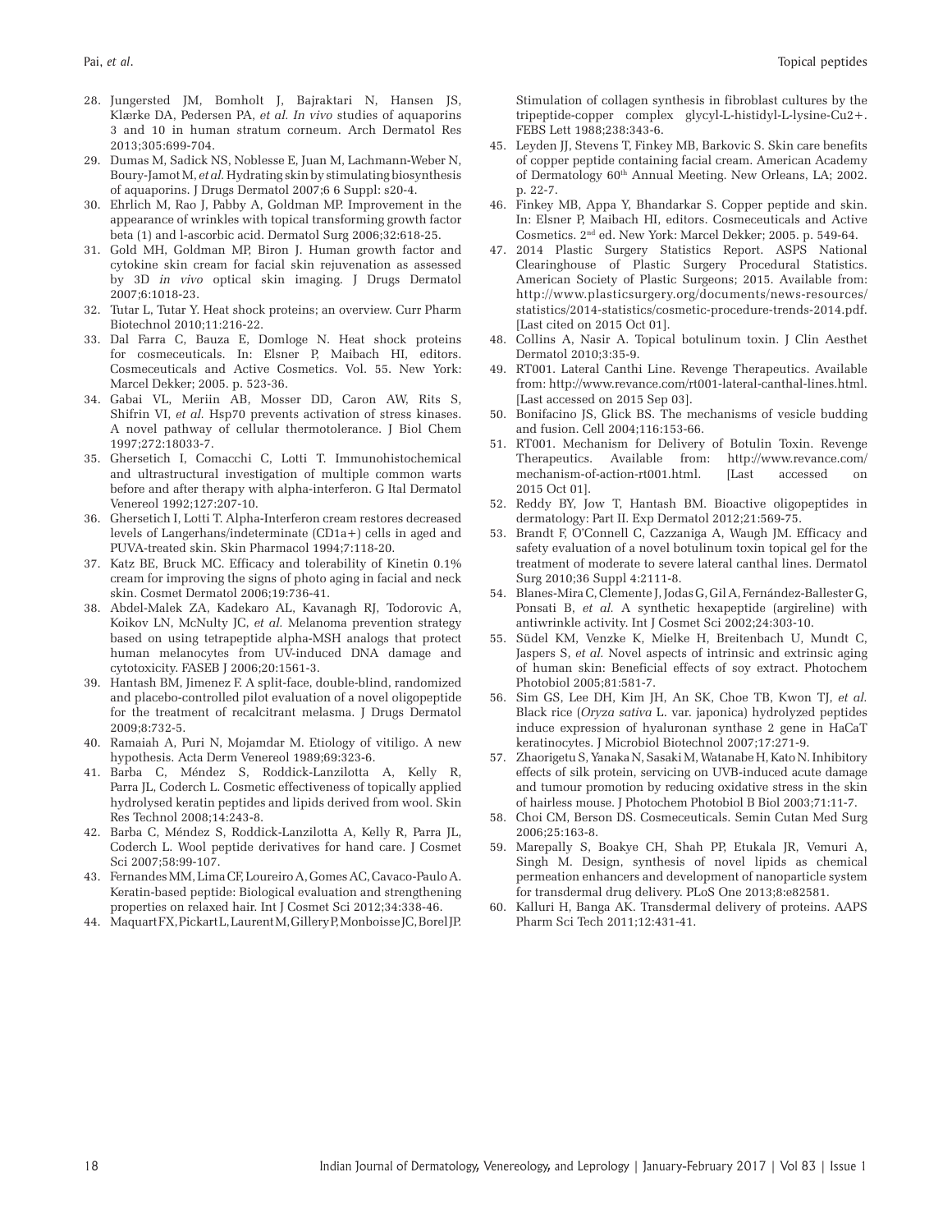28. Jungersted JM, Bomholt J, Bajraktari N, Hansen JS, Klærke DA, Pedersen PA, *et al. In vivo* studies of aquaporins 3 and 10 in human stratum corneum. Arch Dermatol Res 2013;305:699-704.
29. Dumas M, Sadick NS, Noblesse E, Juan M, Lachmann-Weber N, Boury-Jamot M, *et al.* Hydrating skin by stimulating biosynthesis of aquaporins. J Drugs Dermatol 2007;6 6 Suppl: s20-4.
30. Ehrlich M, Rao J, Pabby A, Goldman MP. Improvement in the appearance of wrinkles with topical transforming growth factor beta (1) and l-ascorbic acid. Dermatol Surg 2006;32:618-25.
31. Gold MH, Goldman MP, Biron J. Human growth factor and cytokine skin cream for facial skin rejuvenation as assessed by 3D *in vivo* optical skin imaging. J Drugs Dermatol 2007;6:1018-23.
32. Tutar L, Tutar Y. Heat shock proteins; an overview. Curr Pharm Biotechnol 2010;11:216-22.
33. Dal Farra C, Bauza E, Domloge N. Heat shock proteins for cosmeceuticals. In: Elsner P, Maibach HI, editors. Cosmeceuticals and Active Cosmetics. Vol. 55. New York: Marcel Dekker; 2005. p. 523-36.
34. Gabai VL, Meriin AB, Mosser DD, Caron AW, Rits S, Shifrin VI, *et al.* Hsp70 prevents activation of stress kinases. A novel pathway of cellular thermotolerance. J Biol Chem 1997;272:18033-7.
35. Ghersetich I, Comacchi C, Lotti T. Immunohistochemical and ultrastructural investigation of multiple common warts before and after therapy with alpha-interferon. G Ital Dermatol Venereol 1992;127:207-10.
36. Ghersetich I, Lotti T. Alpha-Interferon cream restores decreased levels of Langerhans/indeterminate (CD1a+) cells in aged and PUVA-treated skin. Skin Pharmacol 1994;7:118-20.
37. Katz BE, Bruck MC. Efficacy and tolerability of Kinetin 0.1% cream for improving the signs of photo aging in facial and neck skin. Cosmet Dermatol 2006;19:736-41.
38. Abdel-Malek ZA, Kadekaro AL, Kavanagh RJ, Todorovic A, Koikov LN, McNulty JC, *et al.* Melanoma prevention strategy based on using tetrapeptide alpha-MSH analogs that protect human melanocytes from UV-induced DNA damage and cytotoxicity. FASEB J 2006;20:1561-3.
39. Hantash BM, Jimenez F. A split-face, double-blind, randomized and placebo-controlled pilot evaluation of a novel oligopeptide for the treatment of recalcitrant melasma. J Drugs Dermatol 2009;8:732-5.
40. Ramaiah A, Puri N, Mojamdar M. Etiology of vitiligo. A new hypothesis. Acta Derm Venereol 1989;69:323-6.
41. Barba C, Méndez S, Roddick-Lanzilotta A, Kelly R, Parra JL, Coderch L. Cosmetic effectiveness of topically applied hydrolysed keratin peptides and lipids derived from wool. Skin Res Technol 2008;14:243-8.
42. Barba C, Méndez S, Roddick-Lanzilotta A, Kelly R, Parra JL, Coderch L. Wool peptide derivatives for hand care. J Cosmet Sci 2007;58:99-107.
43. Fernandes MM, Lima CF, Loureiro A, Gomes AC, Cavaco-Paulo A. Keratin-based peptide: Biological evaluation and strengthening properties on relaxed hair. Int J Cosmet Sci 2012;34:338-46.
44. Maquart FX, Pickart L, Laurent M, Gillery P, Monboisse JC, Borel JP. Stimulation of collagen synthesis in fibroblast cultures by the tripeptide-copper complex glycyl-L-histidyl-L-lysine-Cu2+. FEBS Lett 1988;238:343-6.
45. Leyden JJ, Stevens T, Finkey MB, Barkovic S. Skin care benefits of copper peptide containing facial cream. American Academy of Dermatology 60th Annual Meeting. New Orleans, LA; 2002. p. 22-7.
46. Finkey MB, Appa Y, Bhandarkar S. Copper peptide and skin. In: Elsner P, Maibach HI, editors. Cosmeceuticals and Active Cosmetics. 2nd ed. New York: Marcel Dekker; 2005. p. 549-64.
47. 2014 Plastic Surgery Statistics Report. ASPS National Clearinghouse of Plastic Surgery Procedural Statistics. American Society of Plastic Surgeons; 2015. Available from: http://www.plasticsurgery.org/documents/news-resources/statistics/2014-statistics/cosmetic-procedure-trends-2014.pdf. [Last cited on 2015 Oct 01].
48. Collins A, Nasir A. Topical botulinum toxin. J Clin Aesthet Dermatol 2010;3:35-9.
49. RT001. Lateral Canthi Line. Revenge Therapeutics. Available from: http://www.revance.com/rt001-lateral-canthal-lines.html. [Last accessed on 2015 Sep 03].
50. Bonifacino JS, Glick BS. The mechanisms of vesicle budding and fusion. Cell 2004;116:153-66.
51. RT001. Mechanism for Delivery of Botulin Toxin. Revenge Therapeutics. Available from: http://www.revance.com/mechanism-of-action-rt001.html. [Last accessed on 2015 Oct 01].
52. Reddy BY, Jow T, Hantash BM. Bioactive oligopeptides in dermatology: Part II. Exp Dermatol 2012;21:569-75.
53. Brandt F, O'Connell C, Cazzaniga A, Waugh JM. Efficacy and safety evaluation of a novel botulinum toxin topical gel for the treatment of moderate to severe lateral canthal lines. Dermatol Surg 2010;36 Suppl 4:2111-8.
54. Blanes-Mira C, Clemente J, Jodas G, Gil A, Fernández-Ballester G, Ponsati B, *et al.* A synthetic hexapeptide (argireline) with antiwrinkle activity. Int J Cosmet Sci 2002;24:303-10.
55. Südel KM, Venzke K, Mielke H, Breitenbach U, Mundt C, Jaspers S, *et al.* Novel aspects of intrinsic and extrinsic aging of human skin: Beneficial effects of soy extract. Photochem Photobiol 2005;81:581-7.
56. Sim GS, Lee DH, Kim JH, An SK, Choe TB, Kwon TJ, *et al.* Black rice (*Oryza sativa* L. var. japonica) hydrolyzed peptides induce expression of hyaluronan synthase 2 gene in HaCaT keratinocytes. J Microbiol Biotechnol 2007;17:271-9.
57. Zhaorigetu S, Yanaka N, Sasaki M, Watanabe H, Kato N. Inhibitory effects of silk protein, servicing on UVB-induced acute damage and tumour promotion by reducing oxidative stress in the skin of hairless mouse. J Photochem Photobiol B Biol 2003;71:11-7.
58. Choi CM, Berson DS. Cosmeceuticals. Semin Cutan Med Surg 2006;25:163-8.
59. Marepally S, Boakye CH, Shah PP, Etukala JR, Vemuri A, Singh M. Design, synthesis of novel lipids as chemical permeation enhancers and development of nanoparticle system for transdermal drug delivery. PLoS One 2013;8:e82581.
60. Kalluri H, Banga AK. Transdermal delivery of proteins. AAPS Pharm Sci Tech 2011;12:431-41.